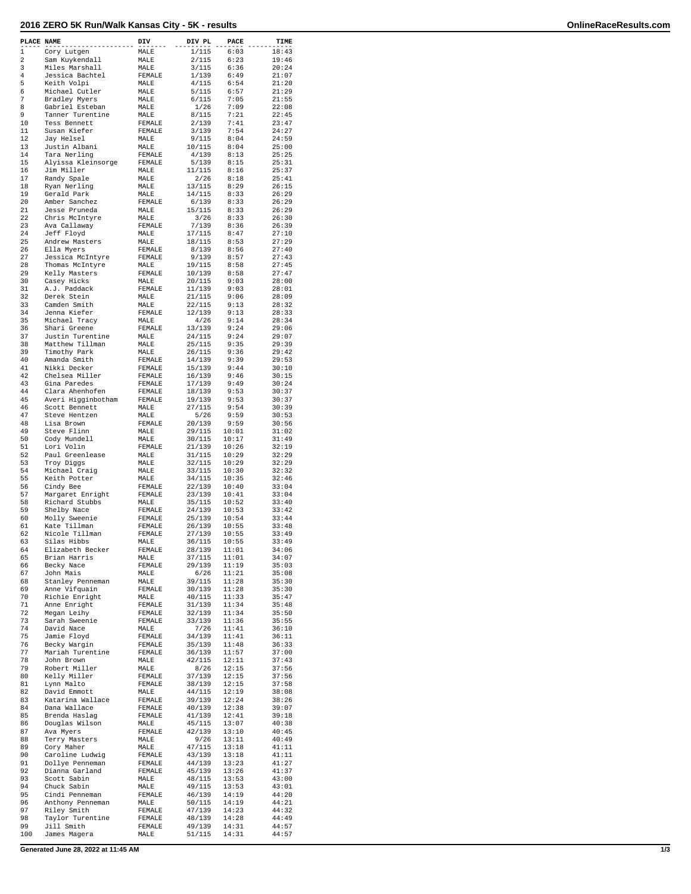# 2016 ZERO 5K Run/Walk Kansas City - 5K - results

| PLACE | NAME | DIV | DIV PL | PACE | TIME |
|---|---|---|---|---|---|
| 1 | Cory Lutgen | MALE | 1/115 | 6:03 | 18:43 |
| 2 | Sam Kuykendall | MALE | 2/115 | 6:23 | 19:46 |
| 3 | Miles Marshall | MALE | 3/115 | 6:36 | 20:24 |
| 4 | Jessica Bachtel | FEMALE | 1/139 | 6:49 | 21:07 |
| 5 | Keith Volpi | MALE | 4/115 | 6:54 | 21:20 |
| 6 | Michael Cutler | MALE | 5/115 | 6:57 | 21:29 |
| 7 | Bradley Myers | MALE | 6/115 | 7:05 | 21:55 |
| 8 | Gabriel Esteban | MALE | 1/26 | 7:09 | 22:08 |
| 9 | Tanner Turentine | MALE | 8/115 | 7:21 | 22:45 |
| 10 | Tess Bennett | FEMALE | 2/139 | 7:41 | 23:47 |
| 11 | Susan Kiefer | FEMALE | 3/139 | 7:54 | 24:27 |
| 12 | Jay Helsel | MALE | 9/115 | 8:04 | 24:59 |
| 13 | Justin Albani | MALE | 10/115 | 8:04 | 25:00 |
| 14 | Tara Nerling | FEMALE | 4/139 | 8:13 | 25:25 |
| 15 | Alyissa Kleinsorge | FEMALE | 5/139 | 8:15 | 25:31 |
| 16 | Jim Miller | MALE | 11/115 | 8:16 | 25:37 |
| 17 | Randy Spale | MALE | 2/26 | 8:18 | 25:41 |
| 18 | Ryan Nerling | MALE | 13/115 | 8:29 | 26:15 |
| 19 | Gerald Park | MALE | 14/115 | 8:33 | 26:29 |
| 20 | Amber Sanchez | FEMALE | 6/139 | 8:33 | 26:29 |
| 21 | Jesse Pruneda | MALE | 15/115 | 8:33 | 26:29 |
| 22 | Chris McIntyre | MALE | 3/26 | 8:33 | 26:30 |
| 23 | Ava Callaway | FEMALE | 7/139 | 8:36 | 26:39 |
| 24 | Jeff Floyd | MALE | 17/115 | 8:47 | 27:10 |
| 25 | Andrew Masters | MALE | 18/115 | 8:53 | 27:29 |
| 26 | Ella Myers | FEMALE | 8/139 | 8:56 | 27:40 |
| 27 | Jessica McIntyre | FEMALE | 9/139 | 8:57 | 27:43 |
| 28 | Thomas McIntyre | MALE | 19/115 | 8:58 | 27:45 |
| 29 | Kelly Masters | FEMALE | 10/139 | 8:58 | 27:47 |
| 30 | Casey Hicks | MALE | 20/115 | 9:03 | 28:00 |
| 31 | A.J. Paddack | FEMALE | 11/139 | 9:03 | 28:01 |
| 32 | Derek Stein | MALE | 21/115 | 9:06 | 28:09 |
| 33 | Camden Smith | MALE | 22/115 | 9:13 | 28:32 |
| 34 | Jenna Kiefer | FEMALE | 12/139 | 9:13 | 28:33 |
| 35 | Michael Tracy | MALE | 4/26 | 9:14 | 28:34 |
| 36 | Shari Greene | FEMALE | 13/139 | 9:24 | 29:06 |
| 37 | Justin Turentine | MALE | 24/115 | 9:24 | 29:07 |
| 38 | Matthew Tillman | MALE | 25/115 | 9:35 | 29:39 |
| 39 | Timothy Park | MALE | 26/115 | 9:36 | 29:42 |
| 40 | Amanda Smith | FEMALE | 14/139 | 9:39 | 29:53 |
| 41 | Nikki Decker | FEMALE | 15/139 | 9:44 | 30:10 |
| 42 | Chelsea Miller | FEMALE | 16/139 | 9:46 | 30:15 |
| 43 | Gina Paredes | FEMALE | 17/139 | 9:49 | 30:24 |
| 44 | Clara Ahenhofen | FEMALE | 18/139 | 9:53 | 30:37 |
| 45 | Averi Higginbotham | FEMALE | 19/139 | 9:53 | 30:37 |
| 46 | Scott Bennett | MALE | 27/115 | 9:54 | 30:39 |
| 47 | Steve Hentzen | MALE | 5/26 | 9:59 | 30:53 |
| 48 | Lisa Brown | FEMALE | 20/139 | 9:59 | 30:56 |
| 49 | Steve Flinn | MALE | 29/115 | 10:01 | 31:02 |
| 50 | Cody Mundell | MALE | 30/115 | 10:17 | 31:49 |
| 51 | Lori Volin | FEMALE | 21/139 | 10:26 | 32:19 |
| 52 | Paul Greenlease | MALE | 31/115 | 10:29 | 32:29 |
| 53 | Troy Diggs | MALE | 32/115 | 10:29 | 32:29 |
| 54 | Michael Craig | MALE | 33/115 | 10:30 | 32:32 |
| 55 | Keith Potter | MALE | 34/115 | 10:35 | 32:46 |
| 56 | Cindy Bee | FEMALE | 22/139 | 10:40 | 33:04 |
| 57 | Margaret Enright | FEMALE | 23/139 | 10:41 | 33:04 |
| 58 | Richard Stubbs | MALE | 35/115 | 10:52 | 33:40 |
| 59 | Shelby Nace | FEMALE | 24/139 | 10:53 | 33:42 |
| 60 | Molly Sweenie | FEMALE | 25/139 | 10:54 | 33:44 |
| 61 | Kate Tillman | FEMALE | 26/139 | 10:55 | 33:48 |
| 62 | Nicole Tillman | FEMALE | 27/139 | 10:55 | 33:49 |
| 63 | Silas Hibbs | MALE | 36/115 | 10:55 | 33:49 |
| 64 | Elizabeth Becker | FEMALE | 28/139 | 11:01 | 34:06 |
| 65 | Brian Harris | MALE | 37/115 | 11:01 | 34:07 |
| 66 | Becky Nace | FEMALE | 29/139 | 11:19 | 35:03 |
| 67 | John Mais | MALE | 6/26 | 11:21 | 35:08 |
| 68 | Stanley Penneman | MALE | 39/115 | 11:28 | 35:30 |
| 69 | Anne Vifquain | FEMALE | 30/139 | 11:28 | 35:30 |
| 70 | Richie Enright | MALE | 40/115 | 11:33 | 35:47 |
| 71 | Anne Enright | FEMALE | 31/139 | 11:34 | 35:48 |
| 72 | Megan Leihy | FEMALE | 32/139 | 11:34 | 35:50 |
| 73 | Sarah Sweenie | FEMALE | 33/139 | 11:36 | 35:55 |
| 74 | David Nace | MALE | 7/26 | 11:41 | 36:10 |
| 75 | Jamie Floyd | FEMALE | 34/139 | 11:41 | 36:11 |
| 76 | Becky Wargin | FEMALE | 35/139 | 11:48 | 36:33 |
| 77 | Mariah Turentine | FEMALE | 36/139 | 11:57 | 37:00 |
| 78 | John Brown | MALE | 42/115 | 12:11 | 37:43 |
| 79 | Robert Miller | MALE | 8/26 | 12:15 | 37:56 |
| 80 | Kelly Miller | FEMALE | 37/139 | 12:15 | 37:56 |
| 81 | Lynn Malto | FEMALE | 38/139 | 12:15 | 37:58 |
| 82 | David Emmott | MALE | 44/115 | 12:19 | 38:08 |
| 83 | Katarina Wallace | FEMALE | 39/139 | 12:24 | 38:26 |
| 84 | Dana Wallace | FEMALE | 40/139 | 12:38 | 39:07 |
| 85 | Brenda Haslag | FEMALE | 41/139 | 12:41 | 39:18 |
| 86 | Douglas Wilson | MALE | 45/115 | 13:07 | 40:38 |
| 87 | Ava Myers | FEMALE | 42/139 | 13:10 | 40:45 |
| 88 | Terry Masters | MALE | 9/26 | 13:11 | 40:49 |
| 89 | Cory Maher | MALE | 47/115 | 13:18 | 41:11 |
| 90 | Caroline Ludwig | FEMALE | 43/139 | 13:18 | 41:11 |
| 91 | Dollye Penneman | FEMALE | 44/139 | 13:23 | 41:27 |
| 92 | Dianna Garland | FEMALE | 45/139 | 13:26 | 41:37 |
| 93 | Scott Sabin | MALE | 48/115 | 13:53 | 43:00 |
| 94 | Chuck Sabin | MALE | 49/115 | 13:53 | 43:01 |
| 95 | Cindi Penneman | FEMALE | 46/139 | 14:19 | 44:20 |
| 96 | Anthony Penneman | MALE | 50/115 | 14:19 | 44:21 |
| 97 | Riley Smith | FEMALE | 47/139 | 14:23 | 44:32 |
| 98 | Taylor Turentine | FEMALE | 48/139 | 14:28 | 44:49 |
| 99 | Jill Smith | FEMALE | 49/139 | 14:31 | 44:57 |
| 100 | James Magera | MALE | 51/115 | 14:31 | 44:57 |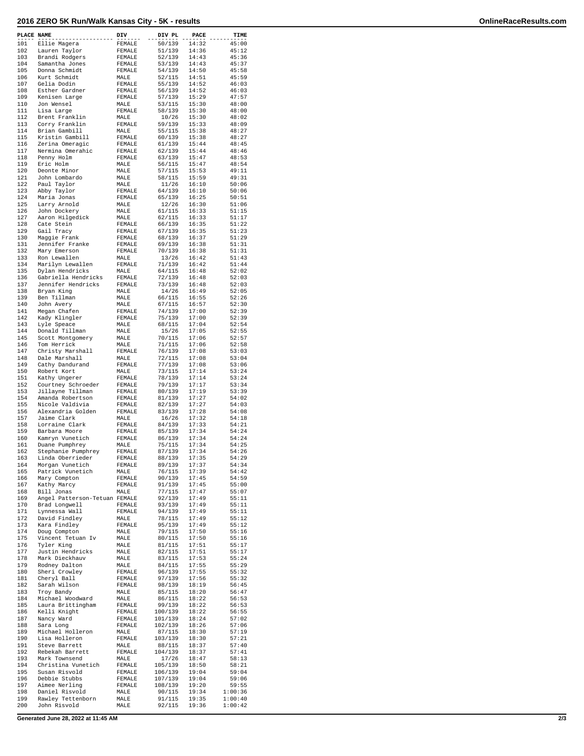# 2016 ZERO 5K Run/Walk Kansas City - 5K - results

| PLACE | NAME | DIV | DIV PL | PACE | TIME |
|---|---|---|---|---|---|
| 101 | Ellie Magera | FEMALE | 50/139 | 14:32 | 45:00 |
| 102 | Lauren Taylor | FEMALE | 51/139 | 14:36 | 45:12 |
| 103 | Brandi Rodgers | FEMALE | 52/139 | 14:43 | 45:36 |
| 104 | Samantha Jones | FEMALE | 53/139 | 14:43 | 45:37 |
| 105 | Donna Schmidt | FEMALE | 54/139 | 14:50 | 45:58 |
| 106 | Kurt Schmidt | MALE | 52/115 | 14:51 | 45:59 |
| 107 | Gelia Dodin | FEMALE | 55/139 | 14:52 | 46:03 |
| 108 | Esther Gardner | FEMALE | 56/139 | 14:52 | 46:03 |
| 109 | Kenisen Large | FEMALE | 57/139 | 15:29 | 47:57 |
| 110 | Jon Wensel | MALE | 53/115 | 15:30 | 48:00 |
| 111 | Lisa Large | FEMALE | 58/139 | 15:30 | 48:00 |
| 112 | Brent Franklin | MALE | 10/26 | 15:30 | 48:02 |
| 113 | Corry Franklin | FEMALE | 59/139 | 15:33 | 48:09 |
| 114 | Brian Gambill | MALE | 55/115 | 15:38 | 48:27 |
| 115 | Kristin Gambill | FEMALE | 60/139 | 15:38 | 48:27 |
| 116 | Zerina Omeragic | FEMALE | 61/139 | 15:44 | 48:45 |
| 117 | Nermina Omerahic | FEMALE | 62/139 | 15:44 | 48:46 |
| 118 | Penny Holm | FEMALE | 63/139 | 15:47 | 48:53 |
| 119 | Eric Holm | MALE | 56/115 | 15:47 | 48:54 |
| 120 | Deonte Minor | MALE | 57/115 | 15:53 | 49:11 |
| 121 | John Lombardo | MALE | 58/115 | 15:59 | 49:31 |
| 122 | Paul Taylor | MALE | 11/26 | 16:10 | 50:06 |
| 123 | Abby Taylor | FEMALE | 64/139 | 16:10 | 50:06 |
| 124 | Maria Jonas | FEMALE | 65/139 | 16:25 | 50:51 |
| 125 | Larry Arnold | MALE | 12/26 | 16:30 | 51:06 |
| 126 | John Dockery | MALE | 61/115 | 16:33 | 51:15 |
| 127 | Aaron Hilgedick | MALE | 62/115 | 16:33 | 51:17 |
| 128 | Cate Stein | FEMALE | 66/139 | 16:35 | 51:22 |
| 129 | Gail Tracy | FEMALE | 67/139 | 16:35 | 51:23 |
| 130 | Maggie Frank | FEMALE | 68/139 | 16:37 | 51:29 |
| 131 | Jennifer Franke | FEMALE | 69/139 | 16:38 | 51:31 |
| 132 | Mary Emerson | FEMALE | 70/139 | 16:38 | 51:31 |
| 133 | Ron Lewallen | MALE | 13/26 | 16:42 | 51:43 |
| 134 | Marilyn Lewallen | FEMALE | 71/139 | 16:42 | 51:44 |
| 135 | Dylan Hendricks | MALE | 64/115 | 16:48 | 52:02 |
| 136 | Gabriella Hendricks | FEMALE | 72/139 | 16:48 | 52:03 |
| 137 | Jennifer Hendricks | FEMALE | 73/139 | 16:48 | 52:03 |
| 138 | Bryan King | MALE | 14/26 | 16:49 | 52:05 |
| 139 | Ben Tillman | MALE | 66/115 | 16:55 | 52:26 |
| 140 | John Avery | MALE | 67/115 | 16:57 | 52:30 |
| 141 | Megan Chafen | FEMALE | 74/139 | 17:00 | 52:39 |
| 142 | Kady Klingler | FEMALE | 75/139 | 17:00 | 52:39 |
| 143 | Lyle Speace | MALE | 68/115 | 17:04 | 52:54 |
| 144 | Donald Tillman | MALE | 15/26 | 17:05 | 52:55 |
| 145 | Scott Montgomery | MALE | 70/115 | 17:06 | 52:57 |
| 146 | Tom Herrick | MALE | 71/115 | 17:06 | 52:58 |
| 147 | Christy Marshall | FEMALE | 76/139 | 17:08 | 53:03 |
| 148 | Dale Marshall | MALE | 72/115 | 17:08 | 53:04 |
| 149 | Cathy Dandurand | FEMALE | 77/139 | 17:08 | 53:06 |
| 150 | Robert Kort | MALE | 73/115 | 17:14 | 53:24 |
| 151 | Kathy Ungerer | FEMALE | 78/139 | 17:14 | 53:24 |
| 152 | Courtney Schroeder | FEMALE | 79/139 | 17:17 | 53:34 |
| 153 | Jillayne Tillman | FEMALE | 80/139 | 17:19 | 53:39 |
| 154 | Amanda Robertson | FEMALE | 81/139 | 17:27 | 54:02 |
| 155 | Nicole Valdivia | FEMALE | 82/139 | 17:27 | 54:03 |
| 156 | Alexandria Golden | FEMALE | 83/139 | 17:28 | 54:08 |
| 157 | Jaime Clark | MALE | 16/26 | 17:32 | 54:18 |
| 158 | Lorraine Clark | FEMALE | 84/139 | 17:33 | 54:21 |
| 159 | Barbara Moore | FEMALE | 85/139 | 17:34 | 54:24 |
| 160 | Kamryn Vunetich | FEMALE | 86/139 | 17:34 | 54:24 |
| 161 | Duane Pumphrey | MALE | 75/115 | 17:34 | 54:25 |
| 162 | Stephanie Pumphrey | FEMALE | 87/139 | 17:34 | 54:26 |
| 163 | Linda Oberrieder | FEMALE | 88/139 | 17:35 | 54:29 |
| 164 | Morgan Vunetich | FEMALE | 89/139 | 17:37 | 54:34 |
| 165 | Patrick Vunetich | MALE | 76/115 | 17:39 | 54:42 |
| 166 | Mary Compton | FEMALE | 90/139 | 17:45 | 54:59 |
| 167 | Kathy Marcy | FEMALE | 91/139 | 17:45 | 55:00 |
| 168 | Bill Jonas | MALE | 77/115 | 17:47 | 55:07 |
| 169 | Angel Patterson-Tetuan | FEMALE | 92/139 | 17:49 | 55:11 |
| 170 | Brad Longwell | FEMALE | 93/139 | 17:49 | 55:11 |
| 171 | Lynnessa Wall | FEMALE | 94/139 | 17:49 | 55:11 |
| 172 | David Findley | MALE | 78/115 | 17:49 | 55:12 |
| 173 | Kara Findley | FEMALE | 95/139 | 17:49 | 55:12 |
| 174 | Doug Compton | MALE | 79/115 | 17:50 | 55:16 |
| 175 | Vincent Tetuan Iv | MALE | 80/115 | 17:50 | 55:16 |
| 176 | Tyler King | MALE | 81/115 | 17:51 | 55:17 |
| 177 | Justin Hendricks | MALE | 82/115 | 17:51 | 55:17 |
| 178 | Mark Dieckhauv | MALE | 83/115 | 17:53 | 55:24 |
| 179 | Rodney Dalton | MALE | 84/115 | 17:55 | 55:29 |
| 180 | Sheri Crowley | FEMALE | 96/139 | 17:55 | 55:32 |
| 181 | Cheryl Ball | FEMALE | 97/139 | 17:56 | 55:32 |
| 182 | Sarah Wilson | FEMALE | 98/139 | 18:19 | 56:45 |
| 183 | Troy Bandy | MALE | 85/115 | 18:20 | 56:47 |
| 184 | Michael Woodward | MALE | 86/115 | 18:22 | 56:53 |
| 185 | Laura Brittingham | FEMALE | 99/139 | 18:22 | 56:53 |
| 186 | Kelli Knight | FEMALE | 100/139 | 18:22 | 56:55 |
| 187 | Nancy Ward | FEMALE | 101/139 | 18:24 | 57:02 |
| 188 | Sara Long | FEMALE | 102/139 | 18:26 | 57:06 |
| 189 | Michael Holleron | MALE | 87/115 | 18:30 | 57:19 |
| 190 | Lisa Holleron | FEMALE | 103/139 | 18:30 | 57:21 |
| 191 | Steve Barrett | MALE | 88/115 | 18:37 | 57:40 |
| 192 | Rebekah Barrett | FEMALE | 104/139 | 18:37 | 57:41 |
| 193 | Mark Townsend | MALE | 17/26 | 18:47 | 58:13 |
| 194 | Christina Vunetich | FEMALE | 105/139 | 18:50 | 58:21 |
| 195 | Susan Risvold | FEMALE | 106/139 | 19:04 | 59:04 |
| 196 | Debbie Stubbs | FEMALE | 107/139 | 19:04 | 59:06 |
| 197 | Aimee Nerling | FEMALE | 108/139 | 19:20 | 59:55 |
| 198 | Daniel Risvold | MALE | 90/115 | 19:34 | 1:00:36 |
| 199 | Rawley Tettenborn | MALE | 91/115 | 19:35 | 1:00:40 |
| 200 | John Risvold | MALE | 92/115 | 19:36 | 1:00:42 |

Generated June 28, 2022 at 11:45 AM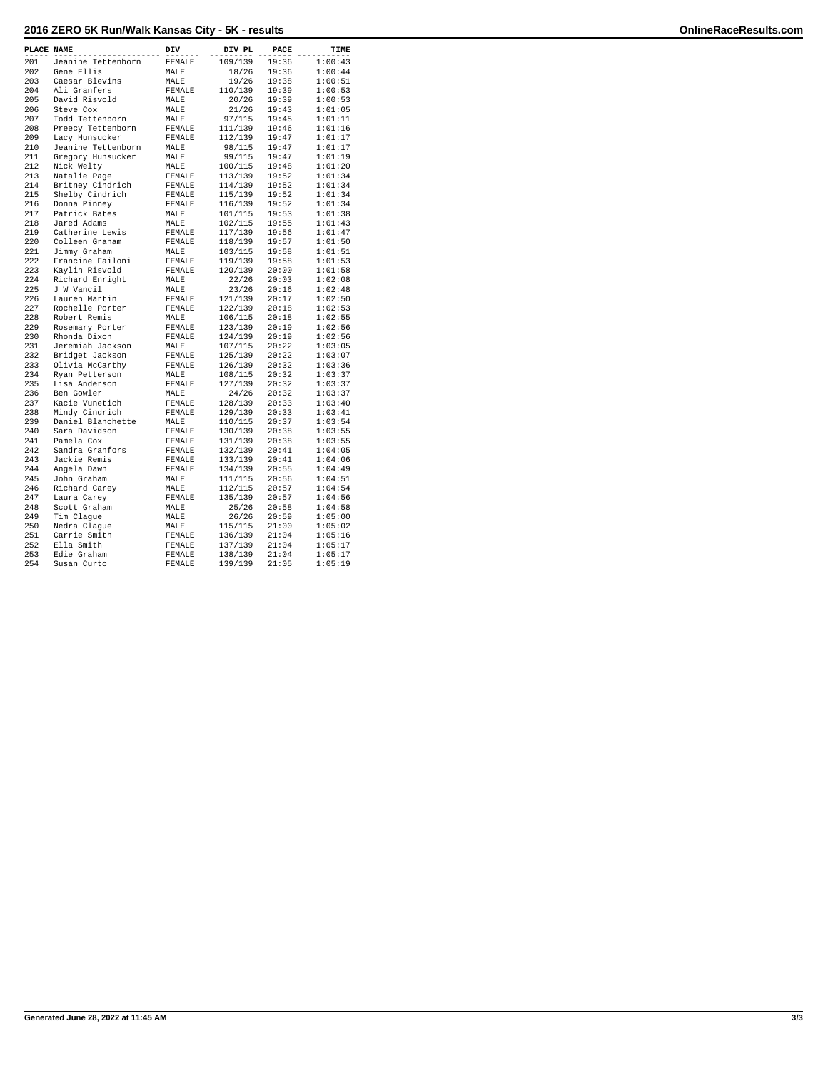| PLACE | NAME | DIV | DIV PL | PACE | TIME |
|---|---|---|---|---|---|
| 201 | Jeanine Tettenborn | FEMALE | 109/139 | 19:36 | 1:00:43 |
| 202 | Gene Ellis | MALE | 18/26 | 19:36 | 1:00:44 |
| 203 | Caesar Blevins | MALE | 19/26 | 19:38 | 1:00:51 |
| 204 | Ali Granfers | FEMALE | 110/139 | 19:39 | 1:00:53 |
| 205 | David Risvold | MALE | 20/26 | 19:39 | 1:00:53 |
| 206 | Steve Cox | MALE | 21/26 | 19:43 | 1:01:05 |
| 207 | Todd Tettenborn | MALE | 97/115 | 19:45 | 1:01:11 |
| 208 | Preecy Tettenborn | FEMALE | 111/139 | 19:46 | 1:01:16 |
| 209 | Lacy Hunsucker | FEMALE | 112/139 | 19:47 | 1:01:17 |
| 210 | Jeanine Tettenborn | MALE | 98/115 | 19:47 | 1:01:17 |
| 211 | Gregory Hunsucker | MALE | 99/115 | 19:47 | 1:01:19 |
| 212 | Nick Welty | MALE | 100/115 | 19:48 | 1:01:20 |
| 213 | Natalie Page | FEMALE | 113/139 | 19:52 | 1:01:34 |
| 214 | Britney Cindrich | FEMALE | 114/139 | 19:52 | 1:01:34 |
| 215 | Shelby Cindrich | FEMALE | 115/139 | 19:52 | 1:01:34 |
| 216 | Donna Pinney | FEMALE | 116/139 | 19:52 | 1:01:34 |
| 217 | Patrick Bates | MALE | 101/115 | 19:53 | 1:01:38 |
| 218 | Jared Adams | MALE | 102/115 | 19:55 | 1:01:43 |
| 219 | Catherine Lewis | FEMALE | 117/139 | 19:56 | 1:01:47 |
| 220 | Colleen Graham | FEMALE | 118/139 | 19:57 | 1:01:50 |
| 221 | Jimmy Graham | MALE | 103/115 | 19:58 | 1:01:51 |
| 222 | Francine Failoni | FEMALE | 119/139 | 19:58 | 1:01:53 |
| 223 | Kaylin Risvold | FEMALE | 120/139 | 20:00 | 1:01:58 |
| 224 | Richard Enright | MALE | 22/26 | 20:03 | 1:02:08 |
| 225 | J W Vancil | MALE | 23/26 | 20:16 | 1:02:48 |
| 226 | Lauren Martin | FEMALE | 121/139 | 20:17 | 1:02:50 |
| 227 | Rochelle Porter | FEMALE | 122/139 | 20:18 | 1:02:53 |
| 228 | Robert Remis | MALE | 106/115 | 20:18 | 1:02:55 |
| 229 | Rosemary Porter | FEMALE | 123/139 | 20:19 | 1:02:56 |
| 230 | Rhonda Dixon | FEMALE | 124/139 | 20:19 | 1:02:56 |
| 231 | Jeremiah Jackson | MALE | 107/115 | 20:22 | 1:03:05 |
| 232 | Bridget Jackson | FEMALE | 125/139 | 20:22 | 1:03:07 |
| 233 | Olivia McCarthy | FEMALE | 126/139 | 20:32 | 1:03:36 |
| 234 | Ryan Petterson | MALE | 108/115 | 20:32 | 1:03:37 |
| 235 | Lisa Anderson | FEMALE | 127/139 | 20:32 | 1:03:37 |
| 236 | Ben Gowler | MALE | 24/26 | 20:32 | 1:03:37 |
| 237 | Kacie Vunetich | FEMALE | 128/139 | 20:33 | 1:03:40 |
| 238 | Mindy Cindrich | FEMALE | 129/139 | 20:33 | 1:03:41 |
| 239 | Daniel Blanchette | MALE | 110/115 | 20:37 | 1:03:54 |
| 240 | Sara Davidson | FEMALE | 130/139 | 20:38 | 1:03:55 |
| 241 | Pamela Cox | FEMALE | 131/139 | 20:38 | 1:03:55 |
| 242 | Sandra Granfors | FEMALE | 132/139 | 20:41 | 1:04:05 |
| 243 | Jackie Remis | FEMALE | 133/139 | 20:41 | 1:04:06 |
| 244 | Angela Dawn | FEMALE | 134/139 | 20:55 | 1:04:49 |
| 245 | John Graham | MALE | 111/115 | 20:56 | 1:04:51 |
| 246 | Richard Carey | MALE | 112/115 | 20:57 | 1:04:54 |
| 247 | Laura Carey | FEMALE | 135/139 | 20:57 | 1:04:56 |
| 248 | Scott Graham | MALE | 25/26 | 20:58 | 1:04:58 |
| 249 | Tim Clague | MALE | 26/26 | 20:59 | 1:05:00 |
| 250 | Nedra Clague | MALE | 115/115 | 21:00 | 1:05:02 |
| 251 | Carrie Smith | FEMALE | 136/139 | 21:04 | 1:05:16 |
| 252 | Ella Smith | FEMALE | 137/139 | 21:04 | 1:05:17 |
| 253 | Edie Graham | FEMALE | 138/139 | 21:04 | 1:05:17 |
| 254 | Susan Curto | FEMALE | 139/139 | 21:05 | 1:05:19 |